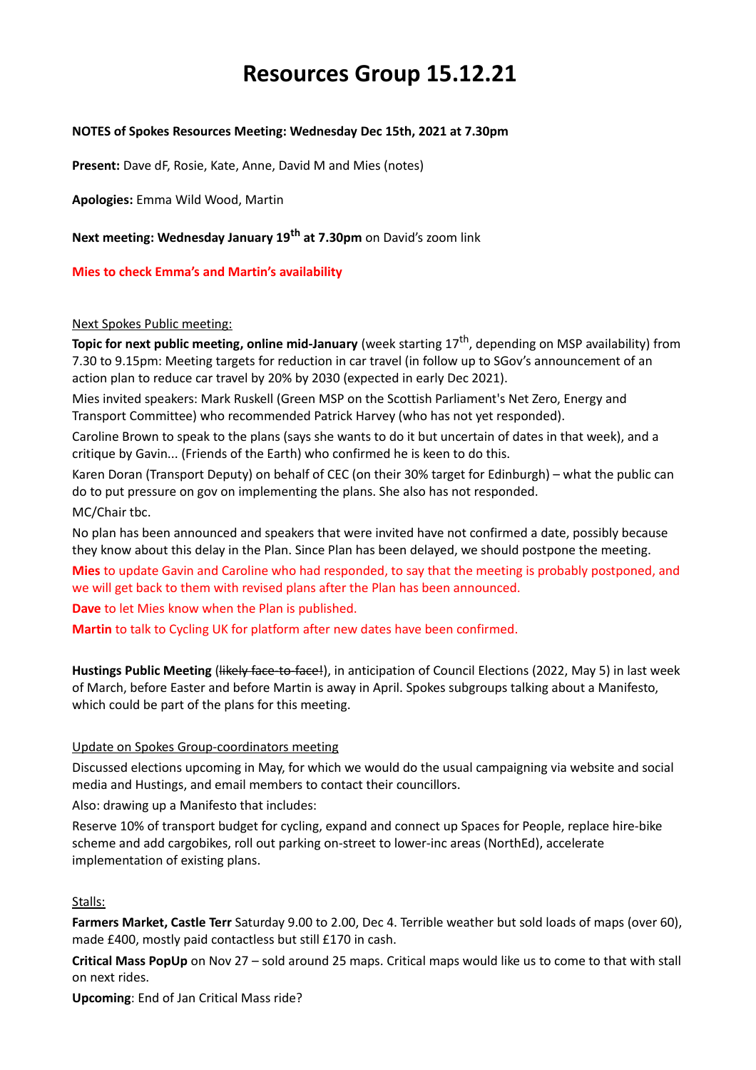# Resources Group 15.12.21

**NOTES of Spokes Resources Meeting: Wednesday Dec 15th, 2021 at 7.30pm**

**Present:** Dave dF, Rosie, Kate, Anne, David M and Mies (notes)

**Apologies:** Emma Wild Wood, Martin

**Next meeting: Wednesday January 19th at 7.30pm** on David's zoom link

**Mies to check Emma's and Martin's availability**

Next Spokes Public meeting:

**Topic for next public meeting, online mid-January** (week starting 17th, depending on MSP availability) from 7.30 to 9.15pm: Meeting targets for reduction in car travel (in follow up to SGov's announcement of an action plan to reduce car travel by 20% by 2030 (expected in early Dec 2021).

Mies invited speakers: Mark Ruskell (Green MSP on the Scottish Parliament's Net Zero, Energy and Transport Committee) who recommended Patrick Harvey (who has not yet responded).

Caroline Brown to speak to the plans (says she wants to do it but uncertain of dates in that week), and a critique by Gavin... (Friends of the Earth) who confirmed he is keen to do this.

Karen Doran (Transport Deputy) on behalf of CEC (on their 30% target for Edinburgh) – what the public can do to put pressure on gov on implementing the plans. She also has not responded.

MC/Chair tbc.

No plan has been announced and speakers that were invited have not confirmed a date, possibly because they know about this delay in the Plan. Since Plan has been delayed, we should postpone the meeting.

**Mies** to update Gavin and Caroline who had responded, to say that the meeting is probably postponed, and we will get back to them with revised plans after the Plan has been announced.

**Dave** to let Mies know when the Plan is published.

**Martin** to talk to Cycling UK for platform after new dates have been confirmed.

**Hustings Public Meeting** (~~likely face-to-face!~~), in anticipation of Council Elections (2022, May 5) in last week of March, before Easter and before Martin is away in April. Spokes subgroups talking about a Manifesto, which could be part of the plans for this meeting.

Update on Spokes Group-coordinators meeting

Discussed elections upcoming in May, for which we would do the usual campaigning via website and social media and Hustings, and email members to contact their councillors.

Also: drawing up a Manifesto that includes:

Reserve 10% of transport budget for cycling, expand and connect up Spaces for People, replace hire-bike scheme and add cargobikes, roll out parking on-street to lower-inc areas (NorthEd), accelerate implementation of existing plans.

Stalls:

**Farmers Market, Castle Terr** Saturday 9.00 to 2.00, Dec 4. Terrible weather but sold loads of maps (over 60), made £400, mostly paid contactless but still £170 in cash.

**Critical Mass PopUp** on Nov 27 – sold around 25 maps. Critical maps would like us to come to that with stall on next rides.

**Upcoming**: End of Jan Critical Mass ride?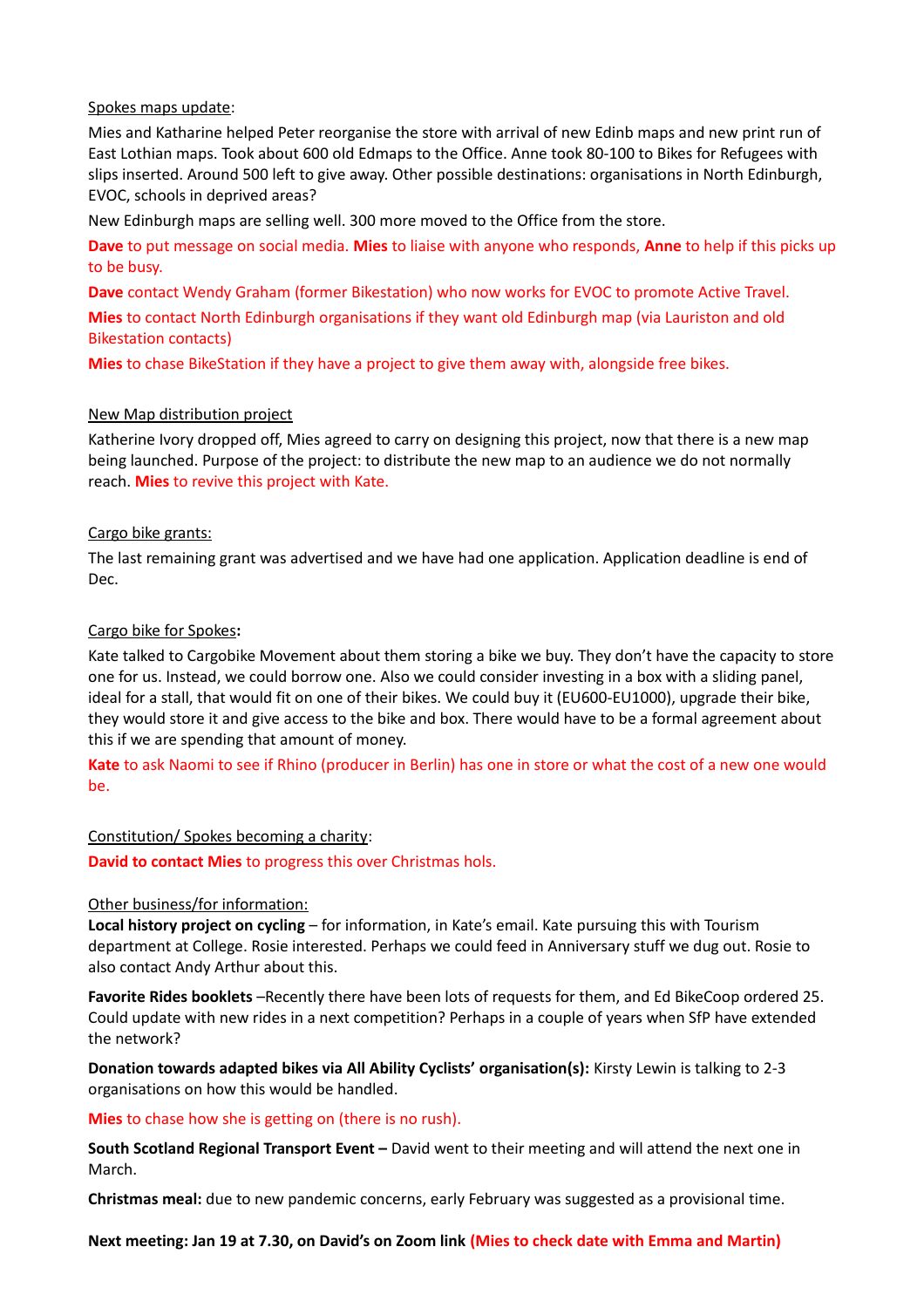Spokes maps update:

Mies and Katharine helped Peter reorganise the store with arrival of new Edinb maps and new print run of East Lothian maps. Took about 600 old Edmaps to the Office. Anne took 80-100 to Bikes for Refugees with slips inserted. Around 500 left to give away. Other possible destinations: organisations in North Edinburgh, EVOC, schools in deprived areas?

New Edinburgh maps are selling well. 300 more moved to the Office from the store.

**Dave** to put message on social media. **Mies** to liaise with anyone who responds, **Anne** to help if this picks up to be busy.

**Dave** contact Wendy Graham (former Bikestation) who now works for EVOC to promote Active Travel.

**Mies** to contact North Edinburgh organisations if they want old Edinburgh map (via Lauriston and old Bikestation contacts)

**Mies** to chase BikeStation if they have a project to give them away with, alongside free bikes.

New Map distribution project

Katherine Ivory dropped off, Mies agreed to carry on designing this project, now that there is a new map being launched. Purpose of the project: to distribute the new map to an audience we do not normally reach. **Mies** to revive this project with Kate.

Cargo bike grants:

The last remaining grant was advertised and we have had one application. Application deadline is end of Dec.

Cargo bike for Spokes**:**

Kate talked to Cargobike Movement about them storing a bike we buy. They don't have the capacity to store one for us. Instead, we could borrow one. Also we could consider investing in a box with a sliding panel, ideal for a stall, that would fit on one of their bikes. We could buy it (EU600-EU1000), upgrade their bike, they would store it and give access to the bike and box. There would have to be a formal agreement about this if we are spending that amount of money.

**Kate** to ask Naomi to see if Rhino (producer in Berlin) has one in store or what the cost of a new one would be.

Constitution/ Spokes becoming a charity:

**David to contact Mies** to progress this over Christmas hols.

Other business/for information:

**Local history project on cycling** – for information, in Kate's email. Kate pursuing this with Tourism department at College. Rosie interested. Perhaps we could feed in Anniversary stuff we dug out. Rosie to also contact Andy Arthur about this.

**Favorite Rides booklets** –Recently there have been lots of requests for them, and Ed BikeCoop ordered 25. Could update with new rides in a next competition? Perhaps in a couple of years when SfP have extended the network?

**Donation towards adapted bikes via All Ability Cyclists' organisation(s):** Kirsty Lewin is talking to 2-3 organisations on how this would be handled.

**Mies** to chase how she is getting on (there is no rush).

**South Scotland Regional Transport Event –** David went to their meeting and will attend the next one in March.

**Christmas meal:** due to new pandemic concerns, early February was suggested as a provisional time.

**Next meeting: Jan 19 at 7.30, on David's on Zoom link (Mies to check date with Emma and Martin)**